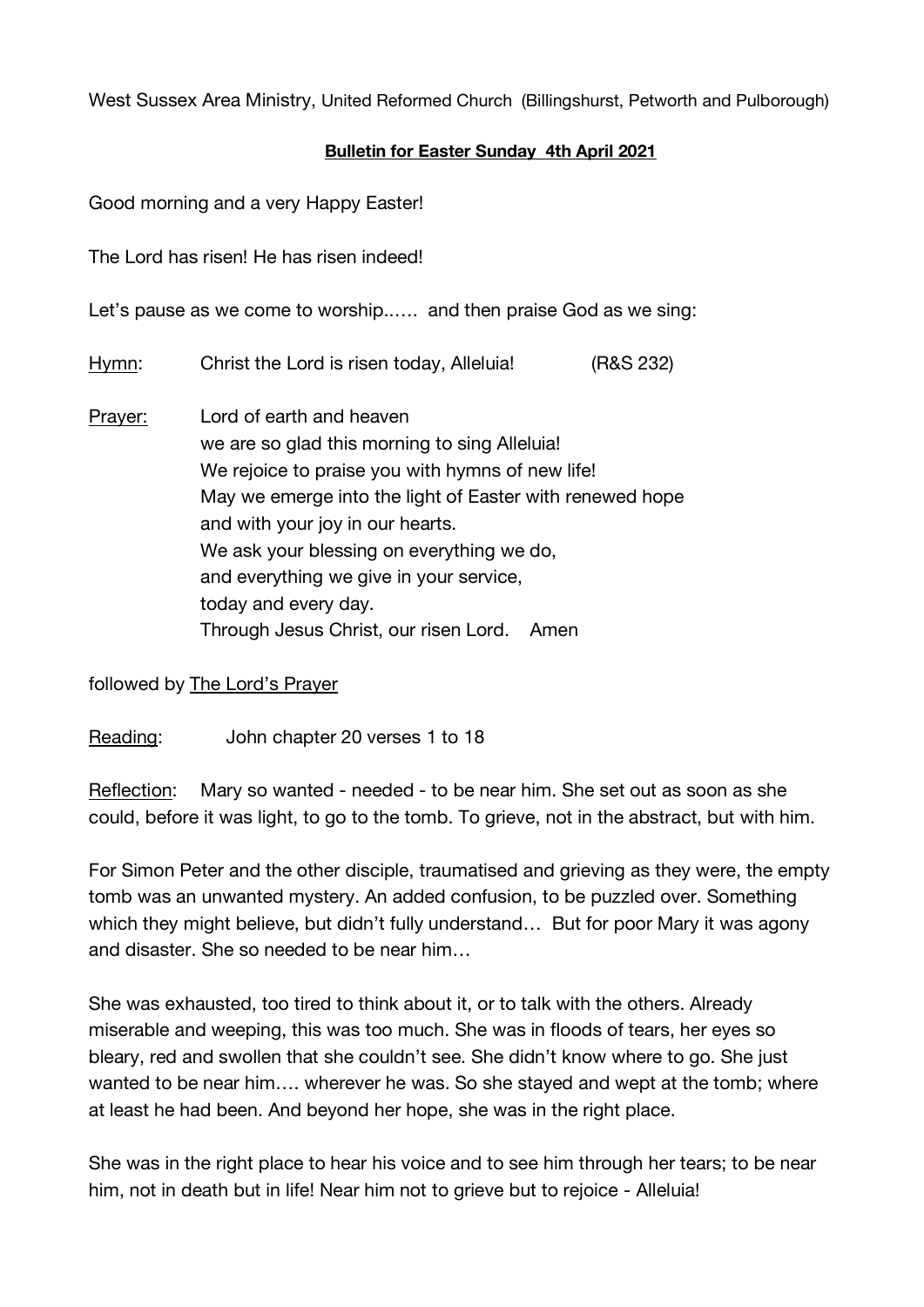West Sussex Area Ministry, United Reformed Church (Billingshurst, Petworth and Pulborough)

**Bulletin for Easter Sunday 4th April 2021**

Good morning and a very Happy Easter!

The Lord has risen! He has risen indeed!

Let's pause as we come to worship...... and then praise God as we sing:

Hymn: Christ the Lord is risen today, Alleluia! (R&S 232)

Prayer: Lord of earth and heaven
we are so glad this morning to sing Alleluia!
We rejoice to praise you with hymns of new life!
May we emerge into the light of Easter with renewed hope
and with your joy in our hearts.
We ask your blessing on everything we do,
and everything we give in your service,
today and every day.
Through Jesus Christ, our risen Lord. Amen

followed by The Lord's Prayer

Reading: John chapter 20 verses 1 to 18

Reflection: Mary so wanted - needed - to be near him. She set out as soon as she could, before it was light, to go to the tomb. To grieve, not in the abstract, but with him.

For Simon Peter and the other disciple, traumatised and grieving as they were, the empty tomb was an unwanted mystery. An added confusion, to be puzzled over. Something which they might believe, but didn't fully understand… But for poor Mary it was agony and disaster. She so needed to be near him…

She was exhausted, too tired to think about it, or to talk with the others. Already miserable and weeping, this was too much. She was in floods of tears, her eyes so bleary, red and swollen that she couldn't see. She didn't know where to go. She just wanted to be near him…. wherever he was. So she stayed and wept at the tomb; where at least he had been. And beyond her hope, she was in the right place.

She was in the right place to hear his voice and to see him through her tears; to be near him, not in death but in life! Near him not to grieve but to rejoice - Alleluia!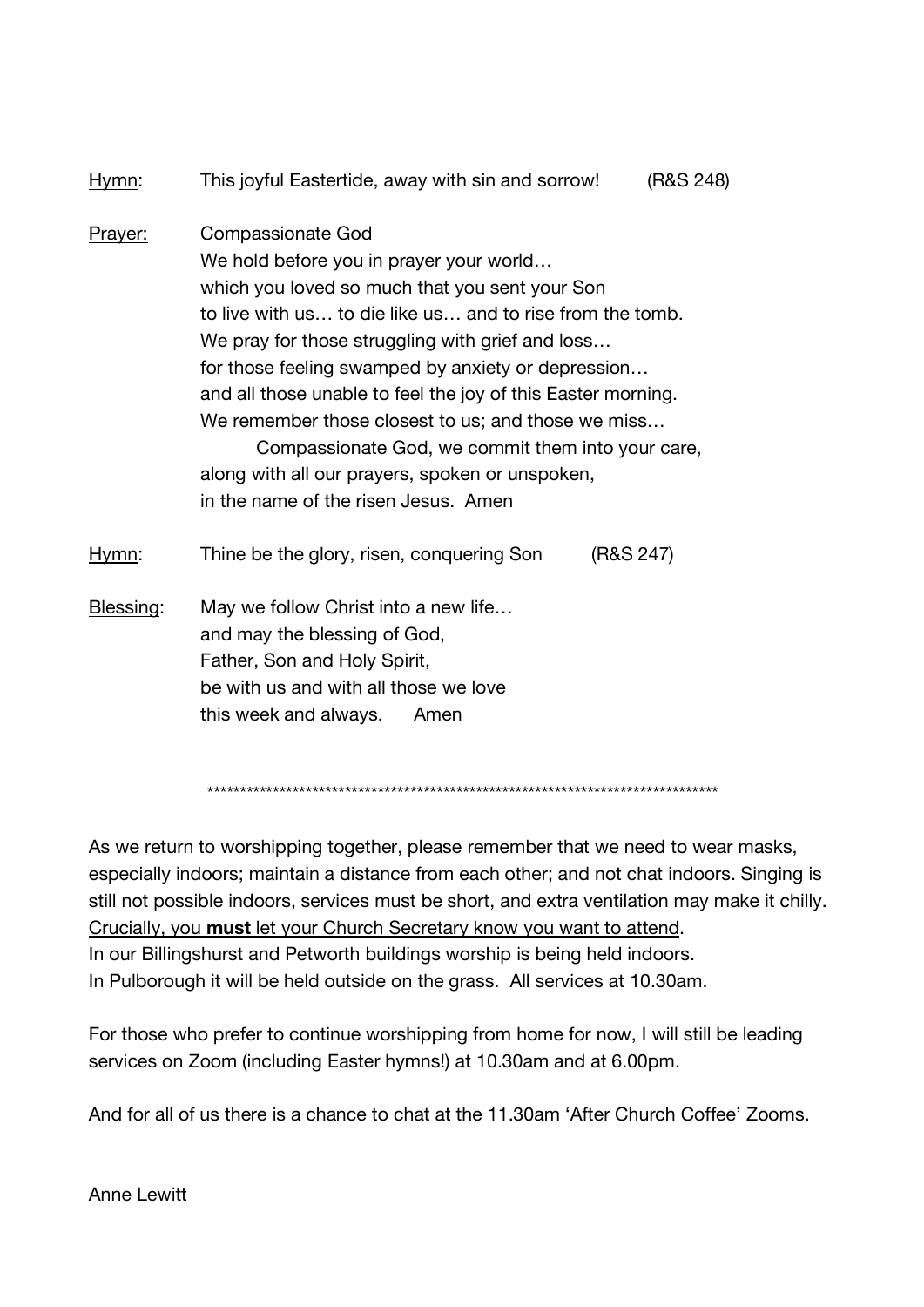<u>Hymn</u>: This joyful Eastertide, away with sin and sorrow! (R&S 248)

<u>Prayer:</u> Compassionate God
We hold before you in prayer your world…
which you loved so much that you sent your Son
to live with us… to die like us… and to rise from the tomb.
We pray for those struggling with grief and loss…
for those feeling swamped by anxiety or depression…
and all those unable to feel the joy of this Easter morning.
We remember those closest to us; and those we miss…
Compassionate God, we commit them into your care,
along with all our prayers, spoken or unspoken,
in the name of the risen Jesus. Amen

<u>Hymn</u>: Thine be the glory, risen, conquering Son (R&S 247)

<u>Blessing</u>: May we follow Christ into a new life…
and may the blessing of God,
Father, Son and Holy Spirit,
be with us and with all those we love
this week and always. Amen

********************************************************************************

As we return to worshipping together, please remember that we need to wear masks, especially indoors; maintain a distance from each other; and not chat indoors. Singing is still not possible indoors, services must be short, and extra ventilation may make it chilly. <u>Crucially, you **must** let your Church Secretary know you want to attend</u>.
In our Billingshurst and Petworth buildings worship is being held indoors.
In Pulborough it will be held outside on the grass. All services at 10.30am.

For those who prefer to continue worshipping from home for now, I will still be leading services on Zoom (including Easter hymns!) at 10.30am and at 6.00pm.

And for all of us there is a chance to chat at the 11.30am 'After Church Coffee' Zooms.

Anne Lewitt